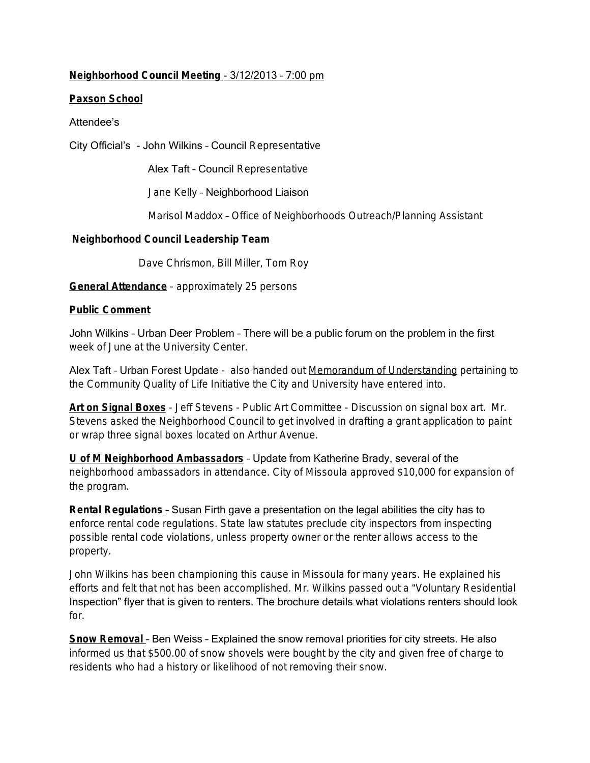**Neighborhood Council Meeting - 3/12/2013 – 7:00 pm**

**Paxson School**

Attendee's

City Official's - John Wilkins – Council Representative

Alex Taft – Council Representative

Jane Kelly – Neighborhood Liaison

Marisol Maddox – Office of Neighborhoods Outreach/Planning Assistant

**Neighborhood Council Leadership Team**

Dave Chrismon, Bill Miller, Tom Roy

**General Attendance** - approximately 25 persons

**Public Comment**

John Wilkins – Urban Deer Problem – There will be a public forum on the problem in the first week of June at the University Center.

Alex Taft – Urban Forest Update - also handed out Memorandum of Understanding pertaining to the Community Quality of Life Initiative the City and University have entered into.

**Art on Signal Boxes** - Jeff Stevens - Public Art Committee - Discussion on signal box art. Mr. Stevens asked the Neighborhood Council to get involved in drafting a grant application to paint or wrap three signal boxes located on Arthur Avenue.

**U of M Neighborhood Ambassadors** – Update from Katherine Brady, several of the neighborhood ambassadors in attendance. City of Missoula approved $10,000 for expansion of the program.

**Rental Regulations** – Susan Firth gave a presentation on the legal abilities the city has to enforce rental code regulations. State law statutes preclude city inspectors from inspecting possible rental code violations, unless property owner or the renter allows access to the property.

John Wilkins has been championing this cause in Missoula for many years. He explained his efforts and felt that not has been accomplished. Mr. Wilkins passed out a "Voluntary Residential Inspection" flyer that is given to renters. The brochure details what violations renters should look for.

**Snow Removal** – Ben Weiss – Explained the snow removal priorities for city streets. He also informed us that $500.00 of snow shovels were bought by the city and given free of charge to residents who had a history or likelihood of not removing their snow.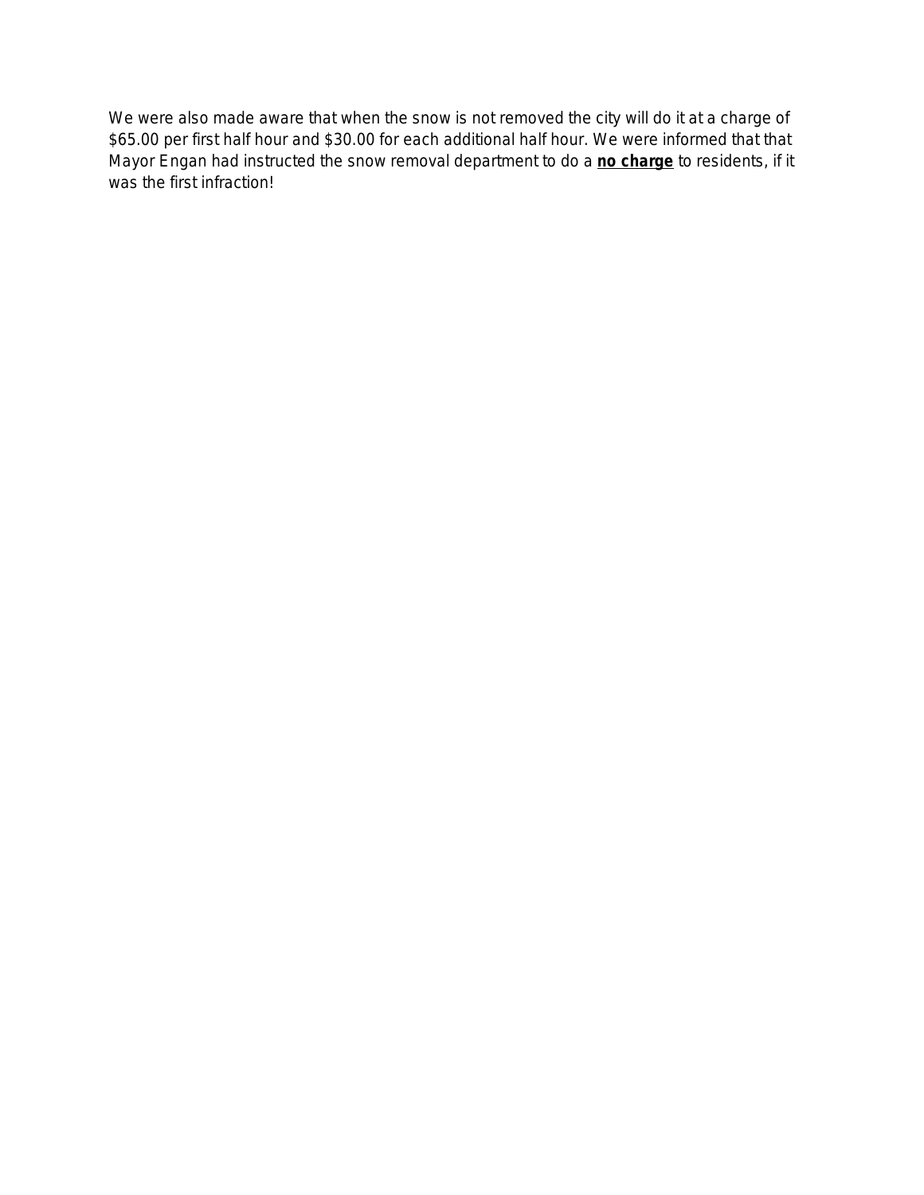We were also made aware that when the snow is not removed the city will do it at a charge of $65.00 per first half hour and $30.00 for each additional half hour. We were informed that that Mayor Engan had instructed the snow removal department to do a ***<u>no charge</u>*** to residents, if it was the first infraction!